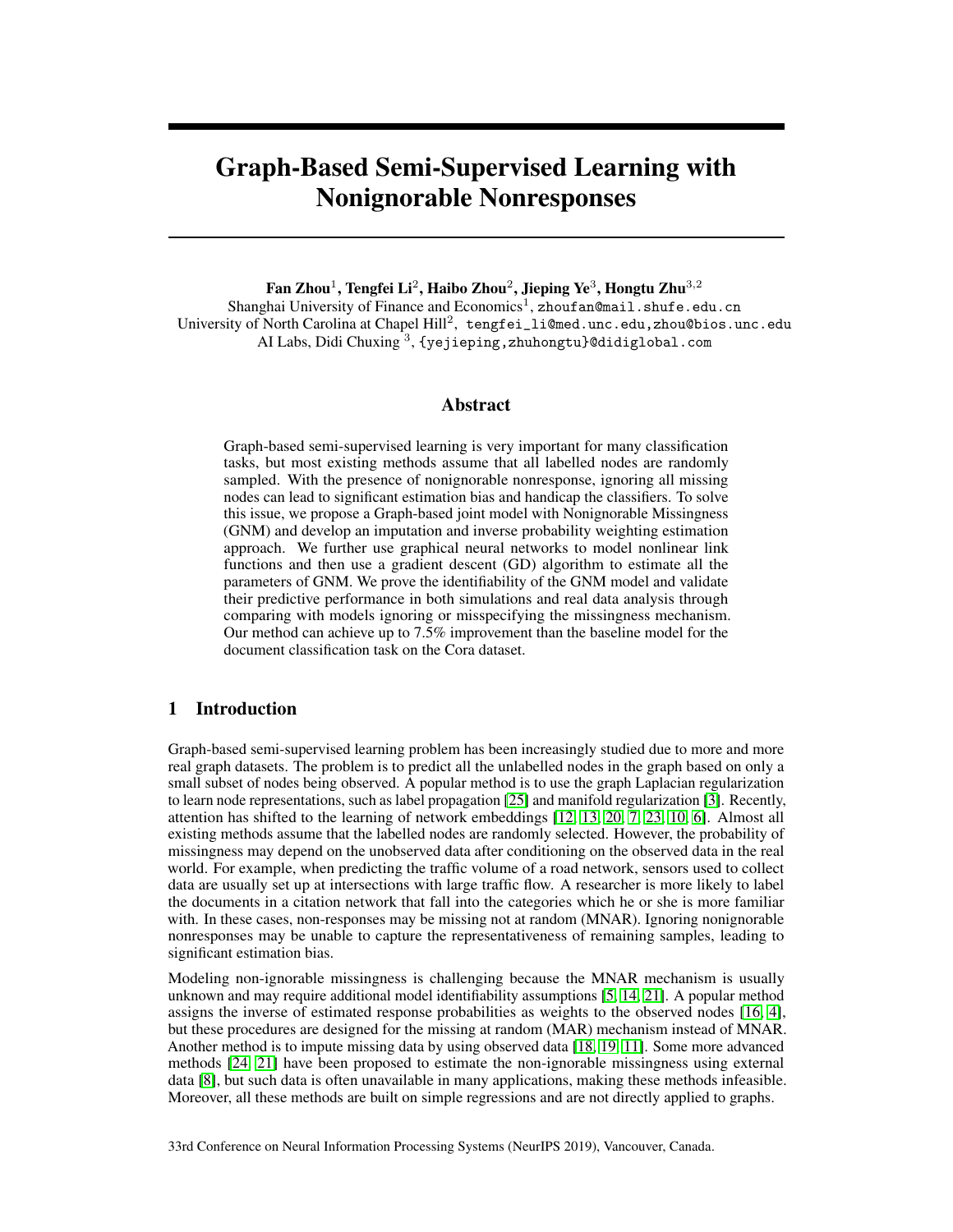# Graph-Based Semi-Supervised Learning with Nonignorable Nonresponses

**Fan Zhou[1], Tengfei Li[2], Haibo Zhou[2], Jieping Ye[3], Hongtu Zhu[3,2]**
Shanghai University of Finance and Economics[1], zhoufan@mail.shufe.edu.cn
University of North Carolina at Chapel Hill[2], tengfei_li@med.unc.edu,zhou@bios.unc.edu
AI Labs, Didi Chuxing [3], {yejieping,zhuhongtu}@didiglobal.com

## Abstract

Graph-based semi-supervised learning is very important for many classification tasks, but most existing methods assume that all labelled nodes are randomly sampled. With the presence of nonignorable nonresponse, ignoring all missing nodes can lead to significant estimation bias and handicap the classifiers. To solve this issue, we propose a Graph-based joint model with Nonignorable Missingness (GNM) and develop an imputation and inverse probability weighting estimation approach. We further use graphical neural networks to model nonlinear link functions and then use a gradient descent (GD) algorithm to estimate all the parameters of GNM. We prove the identifiability of the GNM model and validate their predictive performance in both simulations and real data analysis through comparing with models ignoring or misspecifying the missingness mechanism. Our method can achieve up to 7.5% improvement than the baseline model for the document classification task on the Cora dataset.

## 1 Introduction

Graph-based semi-supervised learning problem has been increasingly studied due to more and more real graph datasets. The problem is to predict all the unlabelled nodes in the graph based on only a small subset of nodes being observed. A popular method is to use the graph Laplacian regularization to learn node representations, such as label propagation [25] and manifold regularization [3]. Recently, attention has shifted to the learning of network embeddings [12, 13, 20, 7, 23, 10, 6]. Almost all existing methods assume that the labelled nodes are randomly selected. However, the probability of missingness may depend on the unobserved data after conditioning on the observed data in the real world. For example, when predicting the traffic volume of a road network, sensors used to collect data are usually set up at intersections with large traffic flow. A researcher is more likely to label the documents in a citation network that fall into the categories which he or she is more familiar with. In these cases, non-responses may be missing not at random (MNAR). Ignoring nonignorable nonresponses may be unable to capture the representativeness of remaining samples, leading to significant estimation bias.

Modeling non-ignorable missingness is challenging because the MNAR mechanism is usually unknown and may require additional model identifiability assumptions [5, 14, 21]. A popular method assigns the inverse of estimated response probabilities as weights to the observed nodes [16, 4], but these procedures are designed for the missing at random (MAR) mechanism instead of MNAR. Another method is to impute missing data by using observed data [18, 19, 11]. Some more advanced methods [24, 21] have been proposed to estimate the non-ignorable missingness using external data [8], but such data is often unavailable in many applications, making these methods infeasible. Moreover, all these methods are built on simple regressions and are not directly applied to graphs.

33rd Conference on Neural Information Processing Systems (NeurIPS 2019), Vancouver, Canada.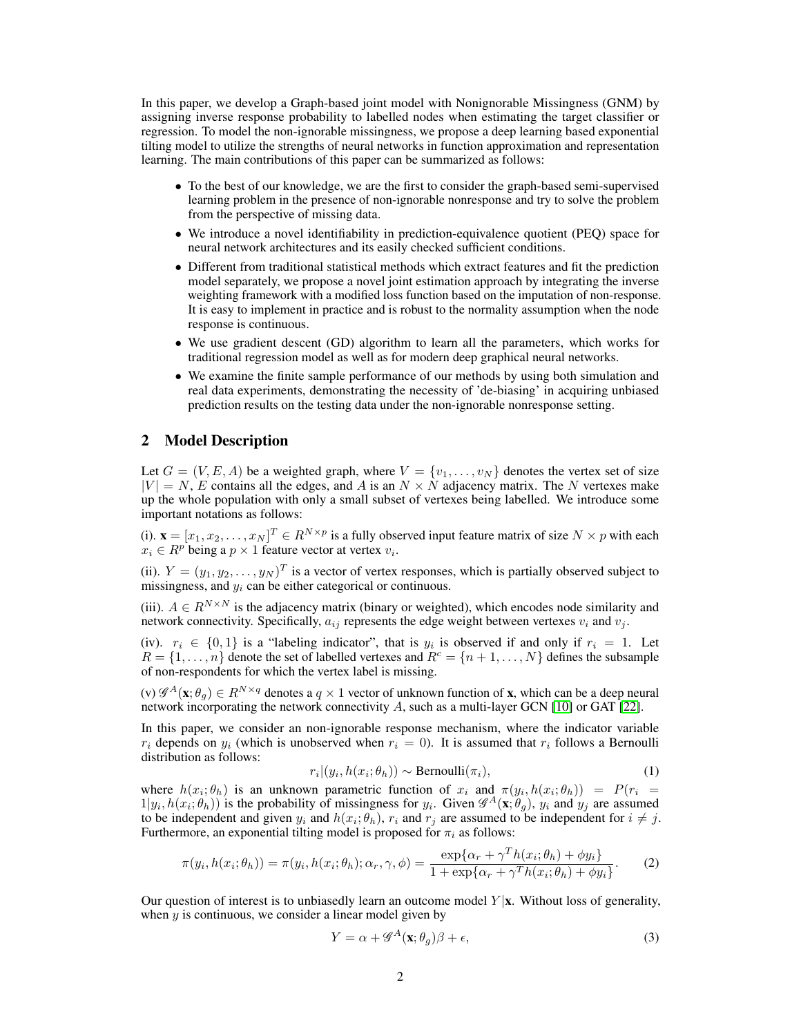In this paper, we develop a Graph-based joint model with Nonignorable Missingness (GNM) by assigning inverse response probability to labelled nodes when estimating the target classifier or regression. To model the non-ignorable missingness, we propose a deep learning based exponential tilting model to utilize the strengths of neural networks in function approximation and representation learning. The main contributions of this paper can be summarized as follows:

- To the best of our knowledge, we are the first to consider the graph-based semi-supervised learning problem in the presence of non-ignorable nonresponse and try to solve the problem from the perspective of missing data.
- We introduce a novel identifiability in prediction-equivalence quotient (PEQ) space for neural network architectures and its easily checked sufficient conditions.
- Different from traditional statistical methods which extract features and fit the prediction model separately, we propose a novel joint estimation approach by integrating the inverse weighting framework with a modified loss function based on the imputation of non-response. It is easy to implement in practice and is robust to the normality assumption when the node response is continuous.
- We use gradient descent (GD) algorithm to learn all the parameters, which works for traditional regression model as well as for modern deep graphical neural networks.
- We examine the finite sample performance of our methods by using both simulation and real data experiments, demonstrating the necessity of 'de-biasing' in acquiring unbiased prediction results on the testing data under the non-ignorable nonresponse setting.

## 2 Model Description

Let $G = (V, E, A)$ be a weighted graph, where $V = \{v_1, \ldots, v_N\}$ denotes the vertex set of size $|V| = N$, $E$ contains all the edges, and $A$ is an $N \times N$ adjacency matrix. The $N$ vertexes make up the whole population with only a small subset of vertexes being labelled. We introduce some important notations as follows:

(i). $\mathbf{x} = [x_1, x_2, \ldots, x_N]^T \in R^{N \times p}$ is a fully observed input feature matrix of size $N \times p$ with each $x_i \in R^p$ being a $p \times 1$ feature vector at vertex $v_i$.

(ii). $Y = (y_1, y_2, \ldots, y_N)^T$ is a vector of vertex responses, which is partially observed subject to missingness, and $y_i$ can be either categorical or continuous.

(iii). $A \in R^{N \times N}$ is the adjacency matrix (binary or weighted), which encodes node similarity and network connectivity. Specifically, $a_{ij}$ represents the edge weight between vertexes $v_i$ and $v_j$.

(iv). $r_i \in \{0, 1\}$ is a "labeling indicator", that is $y_i$ is observed if and only if $r_i = 1$. Let $R = \{1, \ldots, n\}$ denote the set of labelled vertexes and $R^c = \{n+1, \ldots, N\}$ defines the subsample of non-respondents for which the vertex label is missing.

(v) $\mathscr{G}^A(\mathbf{x}; \theta_g) \in R^{N \times q}$ denotes a $q \times 1$ vector of unknown function of $\mathbf{x}$, which can be a deep neural network incorporating the network connectivity $A$, such as a multi-layer GCN [10] or GAT [22].

In this paper, we consider an non-ignorable response mechanism, where the indicator variable $r_i$ depends on $y_i$ (which is unobserved when $r_i = 0$). It is assumed that $r_i$ follows a Bernoulli distribution as follows:

$$r_i | (y_i, h(x_i; \theta_h)) \sim \text{Bernoulli}(\pi_i), \tag{1}$$

where $h(x_i; \theta_h)$ is an unknown parametric function of $x_i$ and $\pi(y_i, h(x_i; \theta_h)) = P(r_i = 1 | y_i, h(x_i; \theta_h))$ is the probability of missingness for $y_i$. Given $\mathscr{G}^A(\mathbf{x}; \theta_g)$, $y_i$ and $y_j$ are assumed to be independent and given $y_i$ and $h(x_i; \theta_h)$, $r_i$ and $r_j$ are assumed to be independent for $i \neq j$. Furthermore, an exponential tilting model is proposed for $\pi_i$ as follows:

$$\pi(y_i, h(x_i; \theta_h)) = \pi(y_i, h(x_i; \theta_h); \alpha_r, \gamma, \phi) = \frac{\exp\{\alpha_r + \gamma^T h(x_i; \theta_h) + \phi y_i\}}{1 + \exp\{\alpha_r + \gamma^T h(x_i; \theta_h) + \phi y_i\}}. \tag{2}$$

Our question of interest is to unbiasedly learn an outcome model $Y|\mathbf{x}$. Without loss of generality, when $y$ is continuous, we consider a linear model given by

$$Y = \alpha + \mathscr{G}^A(\mathbf{x}; \theta_g)\beta + \epsilon, \tag{3}$$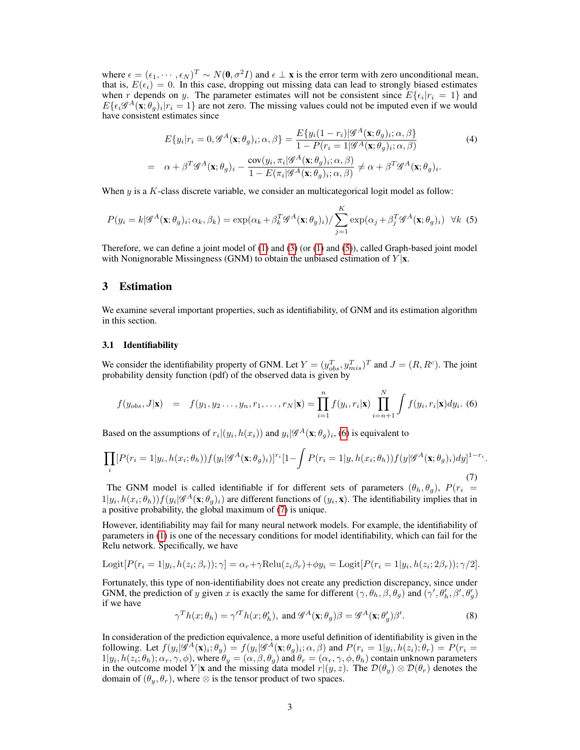where $\epsilon = (\epsilon_1, \cdots, \epsilon_N)^T \sim N(\mathbf{0}, \sigma^2 I)$ and $\epsilon \perp \mathbf{x}$ is the error term with zero unconditional mean, that is, $E(\epsilon_i) = 0$. In this case, dropping out missing data can lead to strongly biased estimates when $r$ depends on $y$. The parameter estimates will not be consistent since $E\{\epsilon_i | r_i = 1\}$ and $E\{\epsilon_i \mathscr{G}^A(\mathbf{x}; \theta_g)_i | r_i = 1\}$ are not zero. The missing values could not be imputed even if we would have consistent estimates since

$$
\begin{aligned}
E\{y_i | r_i = 0, \mathscr{G}^A(\mathbf{x}; \theta_g)_i; \alpha, \beta\} &= \frac{E\{y_i(1 - r_i) | \mathscr{G}^A(\mathbf{x}; \theta_g)_i; \alpha, \beta\}}{1 - P(r_i = 1 | \mathscr{G}^A(\mathbf{x}; \theta_g)_i; \alpha, \beta)} \\
= \quad \alpha + \beta^T \mathscr{G}^A(\mathbf{x}; \theta_g)_i &- \frac{\text{cov}(y_i, \pi_i | \mathscr{G}^A(\mathbf{x}; \theta_g)_i; \alpha, \beta)}{1 - E(\pi_i | \mathscr{G}^A(\mathbf{x}; \theta_g)_i; \alpha, \beta)} \neq \alpha + \beta^T \mathscr{G}^A(\mathbf{x}; \theta_g)_i.
\end{aligned} \tag{4}
$$

When $y$ is a $K$-class discrete variable, we consider an multicategorical logit model as follow:

$$
P(y_i = k | \mathscr{G}^A(\mathbf{x}; \theta_g)_i; \alpha_k, \beta_k) = \exp(\alpha_k + \beta_k^T \mathscr{G}^A(\mathbf{x}; \theta_g)_i) / \sum_{j=1}^{K} \exp(\alpha_j + \beta_j^T \mathscr{G}^A(\mathbf{x}; \theta_g)_i) \quad \forall k \tag{5}
$$

Therefore, we can define a joint model of (1) and (3) (or (1) and (5)), called Graph-based joint model with Nonignorable Missingness (GNM) to obtain the unbiased estimation of $Y|\mathbf{x}$.

## 3 Estimation

We examine several important properties, such as identifiability, of GNM and its estimation algorithm in this section.

### 3.1 Identifiability

We consider the identifiability property of GNM. Let $Y = (y_{obs}^T, y_{mis}^T)^T$ and $J = (R, R^c)$. The joint probability density function (pdf) of the observed data is given by

$$
f(y_{obs}, J | \mathbf{x}) \quad = \quad f(y_1, y_2 \ldots, y_n, r_1, \ldots, r_N | \mathbf{x}) = \prod_{i=1}^{n} f(y_i, r_i | \mathbf{x}) \prod_{i=n+1}^{N} \int f(y_i, r_i | \mathbf{x}) dy_i. \tag{6}
$$

Based on the assumptions of $r_i | (y_i, h(x_i))$ and $y_i | \mathscr{G}^A(\mathbf{x}; \theta_g)_i$, (6) is equivalent to

$$
\prod_i [P(r_i = 1 | y_i, h(x_i; \theta_h)) f(y_i | \mathscr{G}^A(\mathbf{x}; \theta_g)_i)]^{r_i} [1 - \int P(r_i = 1 | y, h(x_i; \theta_h)) f(y | \mathscr{G}^A(\mathbf{x}; \theta_g)_i) dy]^{1 - r_i}. \tag{7}
$$

The GNM model is called identifiable if for different sets of parameters $(\theta_h, \theta_g)$, $P(r_i = 1 | y_i, h(x_i; \theta_h)) f(y_i | \mathscr{G}^A(\mathbf{x}; \theta_g)_i)$ are different functions of $(y_i, \mathbf{x})$. The identifiability implies that in a positive probability, the global maximum of (7) is unique.

However, identifiability may fail for many neural network models. For example, the identifiability of parameters in (1) is one of the necessary conditions for model identifiability, which can fail for the Relu network. Specifically, we have

$$
\text{Logit}[P(r_i = 1 | y_i, h(z_i; \beta_r)); \gamma] = \alpha_r + \gamma \text{Relu}(z_i \beta_r) + \phi y_i = \text{Logit}[P(r_i = 1 | y_i, h(z_i; 2\beta_r)); \gamma/2].
$$

Fortunately, this type of non-identifiability does not create any prediction discrepancy, since under GNM, the prediction of $y$ given $x$ is exactly the same for different $(\gamma, \theta_h, \beta, \theta_g)$ and $(\gamma', \theta_h', \beta', \theta_g')$ if we have

$$
\gamma^T h(x; \theta_h) = \gamma'^T h(x; \theta_h'), \text{ and } \mathscr{G}^A(\mathbf{x}; \theta_g) \beta = \mathscr{G}^A(\mathbf{x}; \theta_g') \beta'. \tag{8}
$$

In consideration of the prediction equivalence, a more useful definition of identifiability is given in the following. Let $f(y_i | \mathscr{G}^A(\mathbf{x})_i; \theta_y) = f(y_i | \mathscr{G}^A(\mathbf{x}; \theta_g)_i; \alpha, \beta)$ and $P(r_i = 1 | y_i, h(z_i); \theta_r) = P(r_i = 1 | y_i, h(z_i; \theta_h); \alpha_r, \gamma, \phi)$, where $\theta_y = (\alpha, \beta, \theta_g)$ and $\theta_r = (\alpha_r, \gamma, \phi, \theta_h)$ contain unknown parameters in the outcome model $Y|\mathbf{x}$ and the missing data model $r|(y, z)$. The $\mathcal{D}(\theta_y) \otimes \mathcal{D}(\theta_r)$ denotes the domain of $(\theta_y, \theta_r)$, where $\otimes$ is the tensor product of two spaces.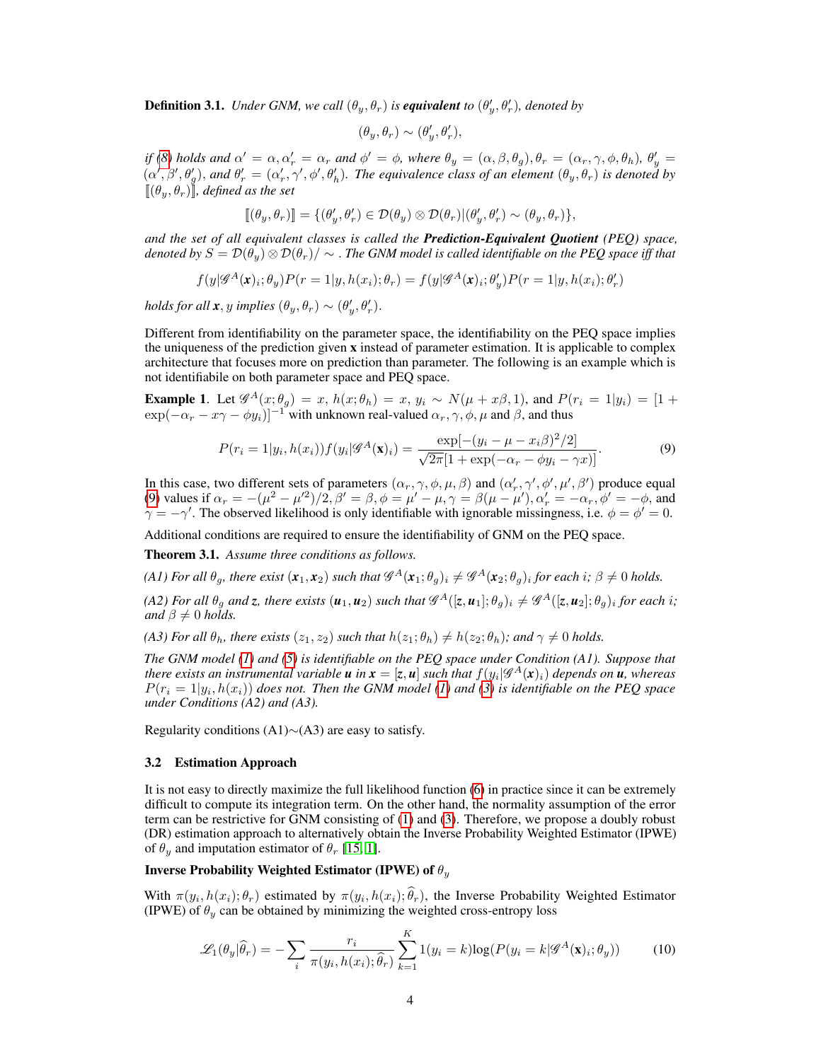**Definition 3.1.** *Under GNM, we call $(\theta_y, \theta_r)$ is **equivalent** to $(\theta_y', \theta_r')$, denoted by*

$$(\theta_y, \theta_r) \sim (\theta_y', \theta_r'),$$

*if (8) holds and $\alpha' = \alpha, \alpha_r' = \alpha_r$ and $\phi' = \phi$, where $\theta_y = (\alpha, \beta, \theta_g), \theta_r = (\alpha_r, \gamma, \phi, \theta_h)$, $\theta_y' = (\alpha', \beta', \theta_g')$, and $\theta_r' = (\alpha_r', \gamma', \phi', \theta_h')$. The equivalence class of an element $(\theta_y, \theta_r)$ is denoted by $[\![(\theta_y, \theta_r)]\!]$, defined as the set*

$$[\![(\theta_y, \theta_r)]\!] = \{(\theta_y', \theta_r') \in \mathcal{D}(\theta_y) \otimes \mathcal{D}(\theta_r) | (\theta_y', \theta_r') \sim (\theta_y, \theta_r)\},$$

*and the set of all equivalent classes is called the **Prediction-Equivalent Quotient** (PEQ) space, denoted by $S = \mathcal{D}(\theta_y) \otimes \mathcal{D}(\theta_r) / \sim$. The GNM model is called identifiable on the PEQ space iff that*

$$f(y|\mathscr{G}^A(\boldsymbol{x})_i; \theta_y) P(r = 1|y, h(x_i); \theta_r) = f(y|\mathscr{G}^A(\boldsymbol{x})_i; \theta_y') P(r = 1|y, h(x_i); \theta_r')$$

*holds for all $\boldsymbol{x}, y$ implies $(\theta_y, \theta_r) \sim (\theta_y', \theta_r')$.*

Different from identifiability on the parameter space, the identifiability on the PEQ space implies the uniqueness of the prediction given **x** instead of parameter estimation. It is applicable to complex architecture that focuses more on prediction than parameter. The following is an example which is not identifiabile on both parameter space and PEQ space.

**Example 1**. Let $\mathscr{G}^A(x; \theta_g) = x$, $h(x; \theta_h) = x$, $y_i \sim N(\mu + x\beta, 1)$, and $P(r_i = 1|y_i) = [1 + \exp(-\alpha_r - x\gamma - \phi y_i)]^{-1}$ with unknown real-valued $\alpha_r, \gamma, \phi, \mu$ and $\beta$, and thus

$$P(r_i = 1|y_i, h(x_i)) f(y_i|\mathscr{G}^A(\mathbf{x})_i) = \frac{\exp[-(y_i - \mu - x_i\beta)^2/2]}{\sqrt{2\pi}[1 + \exp(-\alpha_r - \phi y_i - \gamma x)]}. \tag{9}$$

In this case, two different sets of parameters $(\alpha_r, \gamma, \phi, \mu, \beta)$ and $(\alpha_r', \gamma', \phi', \mu', \beta')$ produce equal (9) values if $\alpha_r = -(\mu^2 - \mu'^2)/2, \beta' = \beta, \phi = \mu' - \mu, \gamma = \beta(\mu - \mu'), \alpha_r' = -\alpha_r, \phi' = -\phi$, and $\gamma = -\gamma'$. The observed likelihood is only identifiable with ignorable missingness, i.e. $\phi = \phi' = 0$.

Additional conditions are required to ensure the identifiability of GNM on the PEQ space.

**Theorem 3.1.** *Assume three conditions as follows.*

*(A1) For all $\theta_g$, there exist $(\boldsymbol{x}_1, \boldsymbol{x}_2)$ such that $\mathscr{G}^A(\boldsymbol{x}_1; \theta_g)_i \neq \mathscr{G}^A(\boldsymbol{x}_2; \theta_g)_i$ for each $i$; $\beta \neq 0$ holds.*

*(A2) For all $\theta_g$ and $\boldsymbol{z}$, there exists $(\boldsymbol{u}_1, \boldsymbol{u}_2)$ such that $\mathscr{G}^A([\boldsymbol{z}, \boldsymbol{u}_1]; \theta_g)_i \neq \mathscr{G}^A([\boldsymbol{z}, \boldsymbol{u}_2]; \theta_g)_i$ for each $i$; and $\beta \neq 0$ holds.*

*(A3) For all $\theta_h$, there exists $(z_1, z_2)$ such that $h(z_1; \theta_h) \neq h(z_2; \theta_h)$; and $\gamma \neq 0$ holds.*

*The GNM model (1) and (5) is identifiable on the PEQ space under Condition (A1). Suppose that there exists an instrumental variable $\boldsymbol{u}$ in $\boldsymbol{x} = [\boldsymbol{z}, \boldsymbol{u}]$ such that $f(y_i|\mathscr{G}^A(\boldsymbol{x})_i)$ depends on $\boldsymbol{u}$, whereas $P(r_i = 1|y_i, h(x_i))$ does not. Then the GNM model (1) and (3) is identifiable on the PEQ space under Conditions (A2) and (A3).*

Regularity conditions (A1)$\sim$(A3) are easy to satisfy.

### 3.2 Estimation Approach

It is not easy to directly maximize the full likelihood function (6) in practice since it can be extremely difficult to compute its integration term. On the other hand, the normality assumption of the error term can be restrictive for GNM consisting of (1) and (3). Therefore, we propose a doubly robust (DR) estimation approach to alternatively obtain the Inverse Probability Weighted Estimator (IPWE) of $\theta_y$ and imputation estimator of $\theta_r$ [15, 1].

**Inverse Probability Weighted Estimator (IPWE) of $\theta_y$**

With $\pi(y_i, h(x_i); \theta_r)$ estimated by $\pi(y_i, h(x_i); \widehat{\theta}_r)$, the Inverse Probability Weighted Estimator (IPWE) of $\theta_y$ can be obtained by minimizing the weighted cross-entropy loss

$$\mathscr{L}_1(\theta_y|\widehat{\theta}_r) = -\sum_i \frac{r_i}{\pi(y_i, h(x_i); \widehat{\theta}_r)} \sum_{k=1}^{K} 1(y_i = k) \log(P(y_i = k|\mathscr{G}^A(\mathbf{x})_i; \theta_y)) \tag{10}$$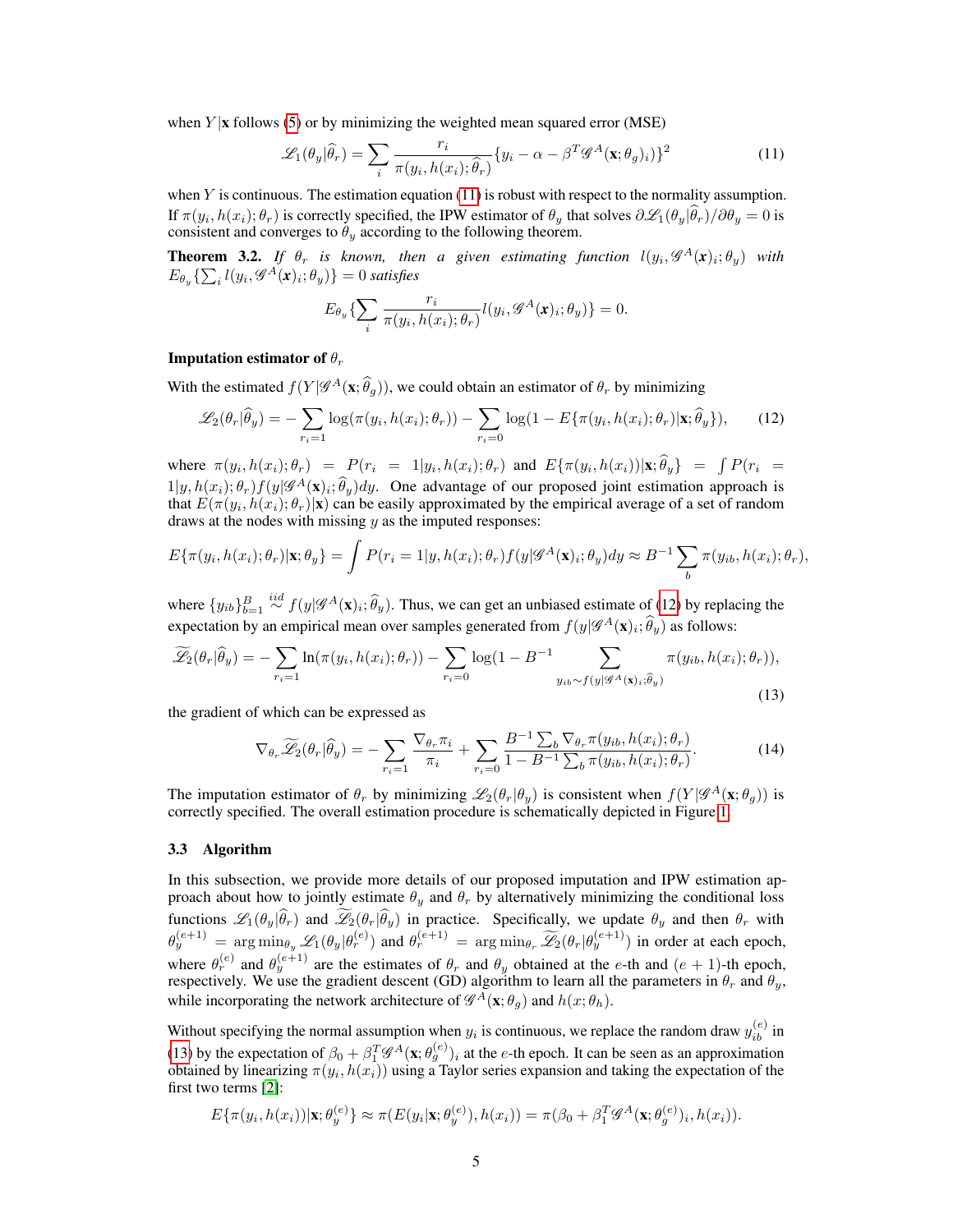when $Y|\mathbf{x}$ follows (5) or by minimizing the weighted mean squared error (MSE)

$$\mathscr{L}_1(\theta_y|\widehat{\theta}_r) = \sum_i \frac{r_i}{\pi(y_i, h(x_i); \widehat{\theta}_r)} \{y_i - \alpha - \beta^T \mathscr{G}^A(\mathbf{x}; \theta_g)_i)\}^2 \tag{11}$$

when $Y$ is continuous. The estimation equation (11) is robust with respect to the normality assumption. If $\pi(y_i, h(x_i); \theta_r)$ is correctly specified, the IPW estimator of $\theta_y$ that solves $\partial \mathscr{L}_1(\theta_y|\widehat{\theta}_r)/\partial \theta_y = 0$ is consistent and converges to $\theta_y$ according to the following theorem.

**Theorem 3.2.** *If $\theta_r$ is known, then a given estimating function $l(y_i, \mathscr{G}^A(\boldsymbol{x})_i; \theta_y)$ with $E_{\theta_y}\{\sum_i l(y_i, \mathscr{G}^A(\boldsymbol{x})_i; \theta_y)\} = 0$ satisfies*

$$E_{\theta_y}\{\sum_i \frac{r_i}{\pi(y_i, h(x_i); \theta_r)} l(y_i, \mathscr{G}^A(\mathbf{x})_i; \theta_y)\} = 0.$$

**Imputation estimator of $\theta_r$**

With the estimated $f(Y|\mathscr{G}^A(\mathbf{x}; \widehat{\theta}_g))$, we could obtain an estimator of $\theta_r$ by minimizing

$$\mathscr{L}_2(\theta_r|\widehat{\theta}_y) = -\sum_{r_i=1} \log(\pi(y_i, h(x_i); \theta_r)) - \sum_{r_i=0} \log(1 - E\{\pi(y_i, h(x_i); \theta_r)|\mathbf{x}; \widehat{\theta}_y\}), \tag{12}$$

where $\pi(y_i, h(x_i); \theta_r) = P(r_i = 1|y_i, h(x_i); \theta_r)$ and $E\{\pi(y_i, h(x_i))|\mathbf{x}; \widehat{\theta}_y\} = \int P(r_i = 1|y, h(x_i); \theta_r) f(y|\mathscr{G}^A(\mathbf{x})_i; \widehat{\theta}_y) dy$. One advantage of our proposed joint estimation approach is that $E(\pi(y_i, h(x_i); \theta_r)|\mathbf{x})$ can be easily approximated by the empirical average of a set of random draws at the nodes with missing $y$ as the imputed responses:

$$E\{\pi(y_i, h(x_i); \theta_r)|\mathbf{x}; \theta_y\} = \int P(r_i = 1|y, h(x_i); \theta_r) f(y|\mathscr{G}^A(\mathbf{x})_i; \theta_y) dy \approx B^{-1} \sum_b \pi(y_{ib}, h(x_i); \theta_r),$$

where $\{y_{ib}\}_{b=1}^B \overset{iid}{\sim} f(y|\mathscr{G}^A(\mathbf{x})_i; \widehat{\theta}_y)$. Thus, we can get an unbiased estimate of (12) by replacing the expectation by an empirical mean over samples generated from $f(y|\mathscr{G}^A(\mathbf{x})_i; \widehat{\theta}_y)$ as follows:

$$\widetilde{\mathscr{L}}_2(\theta_r|\widehat{\theta}_y) = -\sum_{r_i=1} \ln(\pi(y_i, h(x_i); \theta_r)) - \sum_{r_i=0} \log(1 - B^{-1} \sum_{y_{ib} \sim f(y|\mathscr{G}^A(\mathbf{x})_i; \widehat{\theta}_y)} \pi(y_{ib}, h(x_i); \theta_r)), \tag{13}$$

the gradient of which can be expressed as

$$\nabla_{\theta_r} \widetilde{\mathscr{L}}_2(\theta_r|\widehat{\theta}_y) = -\sum_{r_i=1} \frac{\nabla_{\theta_r} \pi_i}{\pi_i} + \sum_{r_i=0} \frac{B^{-1} \sum_b \nabla_{\theta_r} \pi(y_{ib}, h(x_i); \theta_r)}{1 - B^{-1} \sum_b \pi(y_{ib}, h(x_i); \theta_r)}. \tag{14}$$

The imputation estimator of $\theta_r$ by minimizing $\mathscr{L}_2(\theta_r|\theta_y)$ is consistent when $f(Y|\mathscr{G}^A(\mathbf{x}; \theta_g))$ is correctly specified. The overall estimation procedure is schematically depicted in Figure 1.

### 3.3 Algorithm

In this subsection, we provide more details of our proposed imputation and IPW estimation approach about how to jointly estimate $\theta_y$ and $\theta_r$ by alternatively minimizing the conditional loss functions $\mathscr{L}_1(\theta_y|\widehat{\theta}_r)$ and $\widetilde{\mathscr{L}}_2(\theta_r|\widehat{\theta}_y)$ in practice. Specifically, we update $\theta_y$ and then $\theta_r$ with $\theta_y^{(e+1)} = \arg\min_{\theta_y} \mathscr{L}_1(\theta_y|\theta_r^{(e)})$ and $\theta_r^{(e+1)} = \arg\min_{\theta_r} \widetilde{\mathscr{L}}_2(\theta_r|\theta_y^{(e+1)})$ in order at each epoch, where $\theta_r^{(e)}$ and $\theta_y^{(e+1)}$ are the estimates of $\theta_r$ and $\theta_y$ obtained at the $e$-th and $(e+1)$-th epoch, respectively. We use the gradient descent (GD) algorithm to learn all the parameters in $\theta_r$ and $\theta_y$, while incorporating the network architecture of $\mathscr{G}^A(\mathbf{x}; \theta_g)$ and $h(x; \theta_h)$.

Without specifying the normal assumption when $y_i$ is continuous, we replace the random draw $y_{ib}^{(e)}$ in (13) by the expectation of $\beta_0 + \beta_1^T \mathscr{G}^A(\mathbf{x}; \theta_g^{(e)})_i$ at the $e$-th epoch. It can be seen as an approximation obtained by linearizing $\pi(y_i, h(x_i))$ using a Taylor series expansion and taking the expectation of the first two terms [2]:

$$E\{\pi(y_i, h(x_i))|\mathbf{x}; \theta_y^{(e)}\} \approx \pi(E(y_i|\mathbf{x}; \theta_y^{(e)}), h(x_i)) = \pi(\beta_0 + \beta_1^T \mathscr{G}^A(\mathbf{x}; \theta_g^{(e)})_i, h(x_i)).$$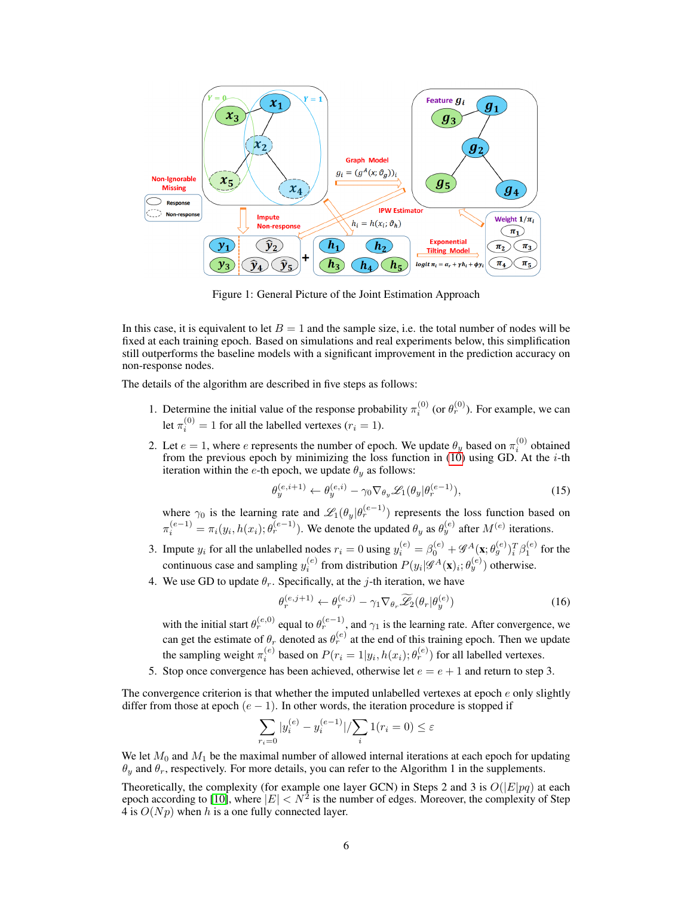Figure 1: General Picture of the Joint Estimation Approach

In this case, it is equivalent to let $B = 1$ and the sample size, i.e. the total number of nodes will be fixed at each training epoch. Based on simulations and real experiments below, this simplification still outperforms the baseline models with a significant improvement in the prediction accuracy on non-response nodes.

The details of the algorithm are described in five steps as follows:

1. Determine the initial value of the response probability $\pi_i^{(0)}$ (or $\theta_r^{(0)}$). For example, we can let $\pi_i^{(0)} = 1$ for all the labelled vertexes ($r_i = 1$).
2. Let $e = 1$, where $e$ represents the number of epoch. We update $\theta_y$ based on $\pi_i^{(0)}$ obtained from the previous epoch by minimizing the loss function in (10) using GD. At the $i$-th iteration within the $e$-th epoch, we update $\theta_y$ as follows:
$$\theta_y^{(e,i+1)} \leftarrow \theta_y^{(e,i)} - \gamma_0 \nabla_{\theta_y} \mathscr{L}_1(\theta_y|\theta_r^{(e-1)}), \tag{15}$$
where $\gamma_0$ is the learning rate and $\mathscr{L}_1(\theta_y|\theta_r^{(e-1)})$ represents the loss function based on $\pi_i^{(e-1)} = \pi_i(y_i, h(x_i); \theta_r^{(e-1)})$. We denote the updated $\theta_y$ as $\theta_y^{(e)}$ after $M^{(e)}$ iterations.
3. Impute $y_i$ for all the unlabelled nodes $r_i = 0$ using $y_i^{(e)} = \beta_0^{(e)} + \mathscr{G}^A(\mathbf{x}; \theta_g^{(e)})_i^T \beta_1^{(e)}$ for the continuous case and sampling $y_i^{(e)}$ from distribution $P(y_i|\mathscr{G}^A(\mathbf{x})_i; \theta_y^{(e)})$ otherwise.
4. We use GD to update $\theta_r$. Specifically, at the $j$-th iteration, we have
$$\theta_r^{(e,j+1)} \leftarrow \theta_r^{(e,j)} - \gamma_1 \nabla_{\theta_r} \widetilde{\mathscr{L}}_2(\theta_r|\theta_y^{(e)}) \tag{16}$$
with the initial start $\theta_r^{(e,0)}$ equal to $\theta_r^{(e-1)}$, and $\gamma_1$ is the learning rate. After convergence, we can get the estimate of $\theta_r$ denoted as $\theta_r^{(e)}$ at the end of this training epoch. Then we update the sampling weight $\pi_i^{(e)}$ based on $P(r_i = 1|y_i, h(x_i); \theta_r^{(e)})$ for all labelled vertexes.
5. Stop once convergence has been achieved, otherwise let $e = e + 1$ and return to step 3.

The convergence criterion is that whether the imputed unlabelled vertexes at epoch $e$ only slightly differ from those at epoch $(e - 1)$. In other words, the iteration procedure is stopped if

$$\sum_{r_i=0} |y_i^{(e)} - y_i^{(e-1)}| / \sum_i 1(r_i = 0) \leq \varepsilon$$

We let $M_0$ and $M_1$ be the maximal number of allowed internal iterations at each epoch for updating $\theta_y$ and $\theta_r$, respectively. For more details, you can refer to the Algorithm 1 in the supplements.

Theoretically, the complexity (for example one layer GCN) in Steps 2 and 3 is $O(|E|pq)$ at each epoch according to [10], where $|E| < N^2$ is the number of edges. Moreover, the complexity of Step 4 is $O(Np)$ when $h$ is a one fully connected layer.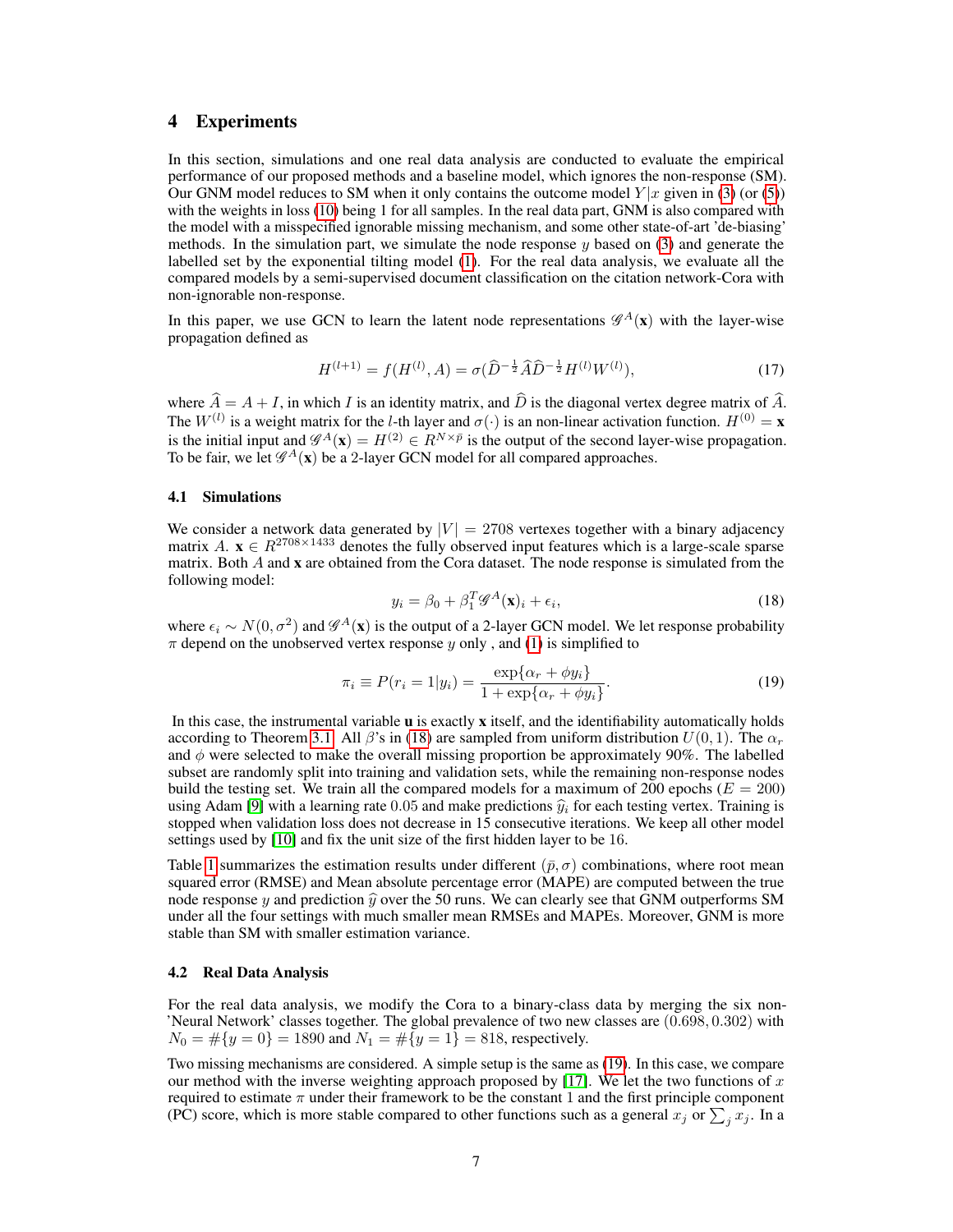## 4 Experiments

In this section, simulations and one real data analysis are conducted to evaluate the empirical performance of our proposed methods and a baseline model, which ignores the non-response (SM). Our GNM model reduces to SM when it only contains the outcome model $Y|x$ given in (3) (or (5)) with the weights in loss (10) being 1 for all samples. In the real data part, GNM is also compared with the model with a misspecified ignorable missing mechanism, and some other state-of-art 'de-biasing' methods. In the simulation part, we simulate the node response $y$ based on (3) and generate the labelled set by the exponential tilting model (1). For the real data analysis, we evaluate all the compared models by a semi-supervised document classification on the citation network-Cora with non-ignorable non-response.

In this paper, we use GCN to learn the latent node representations $\mathscr{G}^A(\mathbf{x})$ with the layer-wise propagation defined as

$$H^{(l+1)} = f(H^{(l)}, A) = \sigma(\widehat{D}^{-\frac{1}{2}}\widehat{A}\widehat{D}^{-\frac{1}{2}}H^{(l)}W^{(l)}), \tag{17}$$

where $\widehat{A} = A + I$, in which $I$ is an identity matrix, and $\widehat{D}$ is the diagonal vertex degree matrix of $\widehat{A}$. The $W^{(l)}$ is a weight matrix for the $l$-th layer and $\sigma(\cdot)$ is an non-linear activation function. $H^{(0)} = \mathbf{x}$ is the initial input and $\mathscr{G}^A(\mathbf{x}) = H^{(2)} \in R^{N \times \bar{p}}$ is the output of the second layer-wise propagation. To be fair, we let $\mathscr{G}^A(\mathbf{x})$ be a 2-layer GCN model for all compared approaches.

### 4.1 Simulations

We consider a network data generated by $|V| = 2708$ vertexes together with a binary adjacency matrix $A$. $\mathbf{x} \in R^{2708 \times 1433}$ denotes the fully observed input features which is a large-scale sparse matrix. Both $A$ and $\mathbf{x}$ are obtained from the Cora dataset. The node response is simulated from the following model:

$$y_i = \beta_0 + \beta_1^T \mathscr{G}^A(\mathbf{x})_i + \epsilon_i, \tag{18}$$

where $\epsilon_i \sim N(0, \sigma^2)$ and $\mathscr{G}^A(\mathbf{x})$ is the output of a 2-layer GCN model. We let response probability $\pi$ depend on the unobserved vertex response $y$ only , and (1) is simplified to

$$\pi_i \equiv P(r_i = 1|y_i) = \frac{\exp\{\alpha_r + \phi y_i\}}{1 + \exp\{\alpha_r + \phi y_i\}}. \tag{19}$$

In this case, the instrumental variable $\mathbf{u}$ is exactly $\mathbf{x}$ itself, and the identifiability automatically holds according to Theorem 3.1. All $\beta$'s in (18) are sampled from uniform distribution $U(0, 1)$. The $\alpha_r$ and $\phi$ were selected to make the overall missing proportion be approximately 90%. The labelled subset are randomly split into training and validation sets, while the remaining non-response nodes build the testing set. We train all the compared models for a maximum of 200 epochs ($E = 200$) using Adam [9] with a learning rate 0.05 and make predictions $\widehat{y}_i$ for each testing vertex. Training is stopped when validation loss does not decrease in 15 consecutive iterations. We keep all other model settings used by [10] and fix the unit size of the first hidden layer to be 16.

Table 1 summarizes the estimation results under different $(\bar{p}, \sigma)$ combinations, where root mean squared error (RMSE) and Mean absolute percentage error (MAPE) are computed between the true node response $y$ and prediction $\widehat{y}$ over the 50 runs. We can clearly see that GNM outperforms SM under all the four settings with much smaller mean RMSEs and MAPEs. Moreover, GNM is more stable than SM with smaller estimation variance.

### 4.2 Real Data Analysis

For the real data analysis, we modify the Cora to a binary-class data by merging the six non-'Neural Network' classes together. The global prevalence of two new classes are $(0.698, 0.302)$ with $N_0 = \#\{y = 0\} = 1890$ and $N_1 = \#\{y = 1\} = 818$, respectively.

Two missing mechanisms are considered. A simple setup is the same as (19). In this case, we compare our method with the inverse weighting approach proposed by [17]. We let the two functions of $x$ required to estimate $\pi$ under their framework to be the constant 1 and the first principle component (PC) score, which is more stable compared to other functions such as a general $x_j$ or $\sum_j x_j$. In a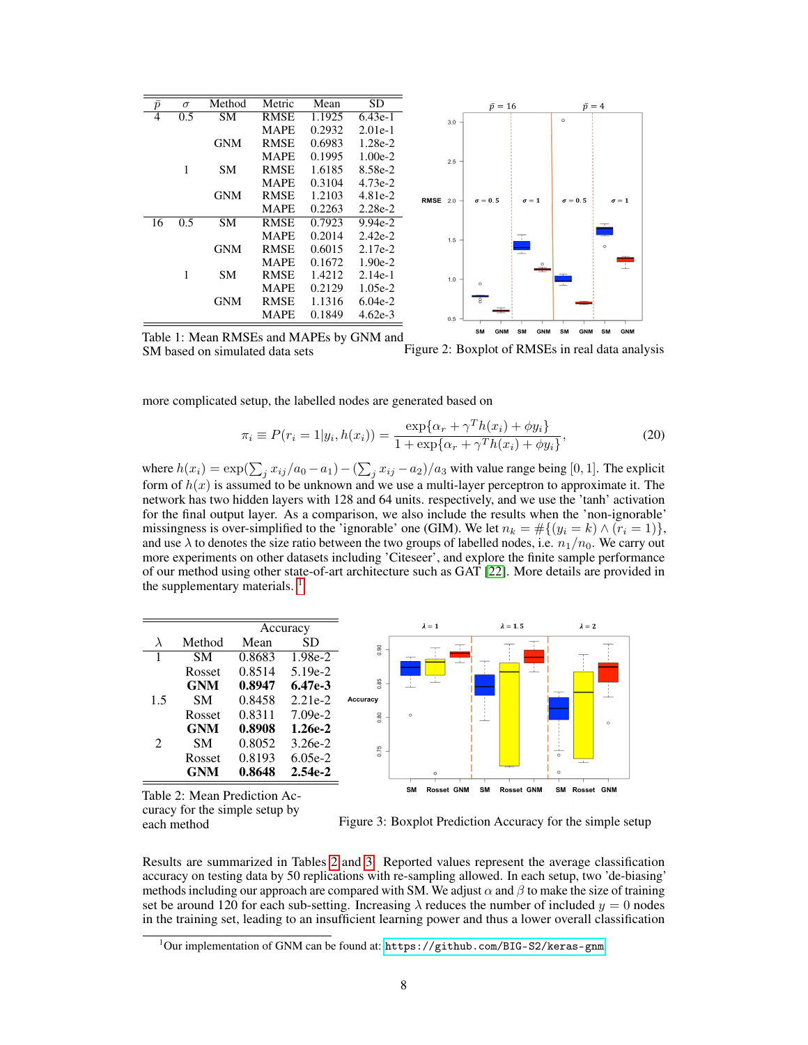| $\bar{p}$ | $\sigma$ | Method | Metric | Mean | SD |
|---|---|---|---|---|---|
| 4 | 0.5 | SM | RMSE | 1.1925 | 6.43e-1 |
| | | | MAPE | 0.2932 | 2.01e-1 |
| | | GNM | RMSE | 0.6983 | 1.28e-2 |
| | | | MAPE | 0.1995 | 1.00e-2 |
| | 1 | SM | RMSE | 1.6185 | 8.58e-2 |
| | | | MAPE | 0.3104 | 4.73e-2 |
| | | GNM | RMSE | 1.2103 | 4.81e-2 |
| | | | MAPE | 0.2263 | 2.28e-2 |
| 16 | 0.5 | SM | RMSE | 0.7923 | 9.94e-2 |
| | | | MAPE | 0.2014 | 2.42e-2 |
| | | GNM | RMSE | 0.6015 | 2.17e-2 |
| | | | MAPE | 0.1672 | 1.90e-2 |
| | 1 | SM | RMSE | 1.4212 | 2.14e-1 |
| | | | MAPE | 0.2129 | 1.05e-2 |
| | | GNM | RMSE | 1.1316 | 6.04e-2 |
| | | | MAPE | 0.1849 | 4.62e-3 |

Table 1: Mean RMSEs and MAPEs by GNM and SM based on simulated data sets

Figure 2: Boxplot of RMSEs in real data analysis

more complicated setup, the labelled nodes are generated based on

$$\pi_i \equiv P(r_i = 1 | y_i, h(x_i)) = \frac{\exp\{\alpha_r + \gamma^T h(x_i) + \phi y_i\}}{1 + \exp\{\alpha_r + \gamma^T h(x_i) + \phi y_i\}}, \tag{20}$$

where $h(x_i) = \exp(\sum_j x_{ij}/a_0 - a_1) - (\sum_j x_{ij} - a_2)/a_3$ with value range being $[0, 1]$. The explicit form of $h(x)$ is assumed to be unknown and we use a multi-layer perceptron to approximate it. The network has two hidden layers with 128 and 64 units. respectively, and we use the 'tanh' activation for the final output layer. As a comparison, we also include the results when the 'non-ignorable' missingness is over-simplified to the 'ignorable' one (GIM). We let $n_k = \#\{(y_i = k) \wedge (r_i = 1)\}$, and use $\lambda$ to denotes the size ratio between the two groups of labelled nodes, i.e. $n_1/n_0$. We carry out more experiments on other datasets including 'Citeseer', and explore the finite sample performance of our method using other state-of-art architecture such as GAT [22]. More details are provided in the supplementary materials. [1]

| | | Accuracy | |
|---|---|---|---|
| $\lambda$ | Method | Mean | SD |
| 1 | SM | 0.8683 | 1.98e-2 |
| | Rosset | 0.8514 | 5.19e-2 |
| | **GNM** | **0.8947** | **6.47e-3** |
| 1.5 | SM | 0.8458 | 2.21e-2 |
| | Rosset | 0.8311 | 7.09e-2 |
| | **GNM** | **0.8908** | **1.26e-2** |
| 2 | SM | 0.8052 | 3.26e-2 |
| | Rosset | 0.8193 | 6.05e-2 |
| | **GNM** | **0.8648** | **2.54e-2** |

Table 2: Mean Prediction Accuracy for the simple setup by each method

Figure 3: Boxplot Prediction Accuracy for the simple setup

Results are summarized in Tables 2 and 3. Reported values represent the average classification accuracy on testing data by 50 replications with re-sampling allowed. In each setup, two 'de-biasing' methods including our approach are compared with SM. We adjust $\alpha$ and $\beta$ to make the size of training set be around 120 for each sub-setting. Increasing $\lambda$ reduces the number of included $y = 0$ nodes in the training set, leading to an insufficient learning power and thus a lower overall classification

[1] Our implementation of GNM can be found at: https://github.com/BIG-S2/keras-gnm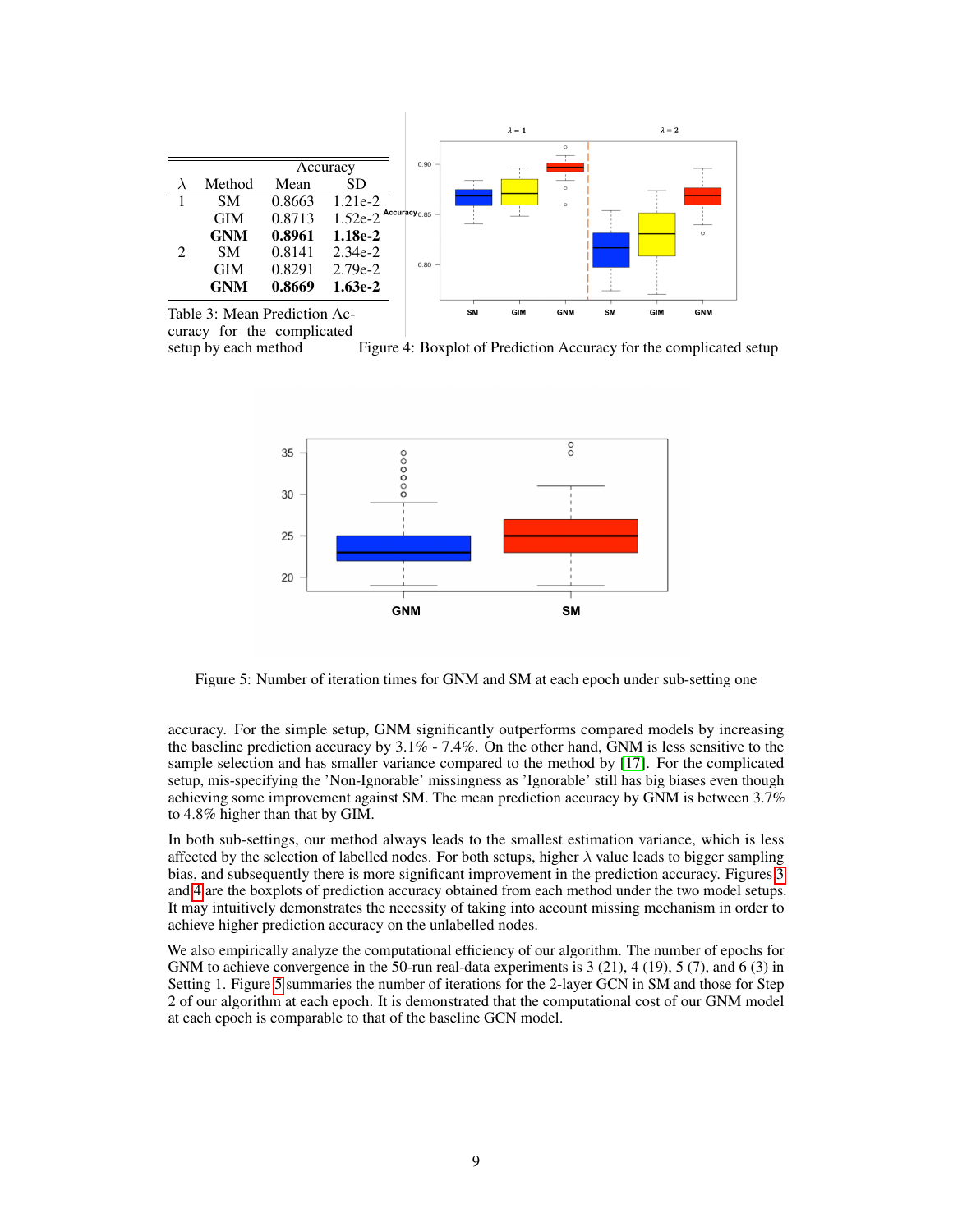| $\lambda$ | Method | Accuracy Mean | Accuracy SD |
|---|---|---|---|
| 1 | SM | 0.8663 | 1.21e-2 |
| | GIM | 0.8713 | 1.52e-2 |
| | **GNM** | **0.8961** | **1.18e-2** |
| 2 | SM | 0.8141 | 2.34e-2 |
| | GIM | 0.8291 | 2.79e-2 |
| | **GNM** | **0.8669** | **1.63e-2** |

Table 3: Mean Prediction Accuracy for the complicated setup by each method

Figure 4: Boxplot of Prediction Accuracy for the complicated setup

Figure 5: Number of iteration times for GNM and SM at each epoch under sub-setting one

accuracy. For the simple setup, GNM significantly outperforms compared models by increasing the baseline prediction accuracy by 3.1% - 7.4%. On the other hand, GNM is less sensitive to the sample selection and has smaller variance compared to the method by [17]. For the complicated setup, mis-specifying the 'Non-Ignorable' missingness as 'Ignorable' still has big biases even though achieving some improvement against SM. The mean prediction accuracy by GNM is between 3.7% to 4.8% higher than that by GIM.

In both sub-settings, our method always leads to the smallest estimation variance, which is less affected by the selection of labelled nodes. For both setups, higher $\lambda$ value leads to bigger sampling bias, and subsequently there is more significant improvement in the prediction accuracy. Figures 3 and 4 are the boxplots of prediction accuracy obtained from each method under the two model setups. It may intuitively demonstrates the necessity of taking into account missing mechanism in order to achieve higher prediction accuracy on the unlabelled nodes.

We also empirically analyze the computational efficiency of our algorithm. The number of epochs for GNM to achieve convergence in the 50-run real-data experiments is 3 (21), 4 (19), 5 (7), and 6 (3) in Setting 1. Figure 5 summaries the number of iterations for the 2-layer GCN in SM and those for Step 2 of our algorithm at each epoch. It is demonstrated that the computational cost of our GNM model at each epoch is comparable to that of the baseline GCN model.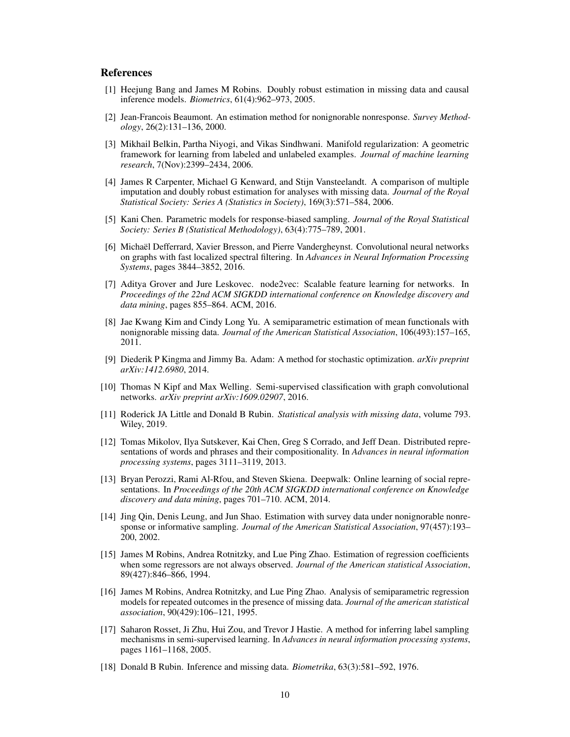## References

[1] Heejung Bang and James M Robins. Doubly robust estimation in missing data and causal inference models. *Biometrics*, 61(4):962–973, 2005.

[2] Jean-Francois Beaumont. An estimation method for nonignorable nonresponse. *Survey Methodology*, 26(2):131–136, 2000.

[3] Mikhail Belkin, Partha Niyogi, and Vikas Sindhwani. Manifold regularization: A geometric framework for learning from labeled and unlabeled examples. *Journal of machine learning research*, 7(Nov):2399–2434, 2006.

[4] James R Carpenter, Michael G Kenward, and Stijn Vansteelandt. A comparison of multiple imputation and doubly robust estimation for analyses with missing data. *Journal of the Royal Statistical Society: Series A (Statistics in Society)*, 169(3):571–584, 2006.

[5] Kani Chen. Parametric models for response-biased sampling. *Journal of the Royal Statistical Society: Series B (Statistical Methodology)*, 63(4):775–789, 2001.

[6] Michaël Defferrard, Xavier Bresson, and Pierre Vandergheynst. Convolutional neural networks on graphs with fast localized spectral filtering. In *Advances in Neural Information Processing Systems*, pages 3844–3852, 2016.

[7] Aditya Grover and Jure Leskovec. node2vec: Scalable feature learning for networks. In *Proceedings of the 22nd ACM SIGKDD international conference on Knowledge discovery and data mining*, pages 855–864. ACM, 2016.

[8] Jae Kwang Kim and Cindy Long Yu. A semiparametric estimation of mean functionals with nonignorable missing data. *Journal of the American Statistical Association*, 106(493):157–165, 2011.

[9] Diederik P Kingma and Jimmy Ba. Adam: A method for stochastic optimization. *arXiv preprint arXiv:1412.6980*, 2014.

[10] Thomas N Kipf and Max Welling. Semi-supervised classification with graph convolutional networks. *arXiv preprint arXiv:1609.02907*, 2016.

[11] Roderick JA Little and Donald B Rubin. *Statistical analysis with missing data*, volume 793. Wiley, 2019.

[12] Tomas Mikolov, Ilya Sutskever, Kai Chen, Greg S Corrado, and Jeff Dean. Distributed representations of words and phrases and their compositionality. In *Advances in neural information processing systems*, pages 3111–3119, 2013.

[13] Bryan Perozzi, Rami Al-Rfou, and Steven Skiena. Deepwalk: Online learning of social representations. In *Proceedings of the 20th ACM SIGKDD international conference on Knowledge discovery and data mining*, pages 701–710. ACM, 2014.

[14] Jing Qin, Denis Leung, and Jun Shao. Estimation with survey data under nonignorable nonresponse or informative sampling. *Journal of the American Statistical Association*, 97(457):193–200, 2002.

[15] James M Robins, Andrea Rotnitzky, and Lue Ping Zhao. Estimation of regression coefficients when some regressors are not always observed. *Journal of the American statistical Association*, 89(427):846–866, 1994.

[16] James M Robins, Andrea Rotnitzky, and Lue Ping Zhao. Analysis of semiparametric regression models for repeated outcomes in the presence of missing data. *Journal of the american statistical association*, 90(429):106–121, 1995.

[17] Saharon Rosset, Ji Zhu, Hui Zou, and Trevor J Hastie. A method for inferring label sampling mechanisms in semi-supervised learning. In *Advances in neural information processing systems*, pages 1161–1168, 2005.

[18] Donald B Rubin. Inference and missing data. *Biometrika*, 63(3):581–592, 1976.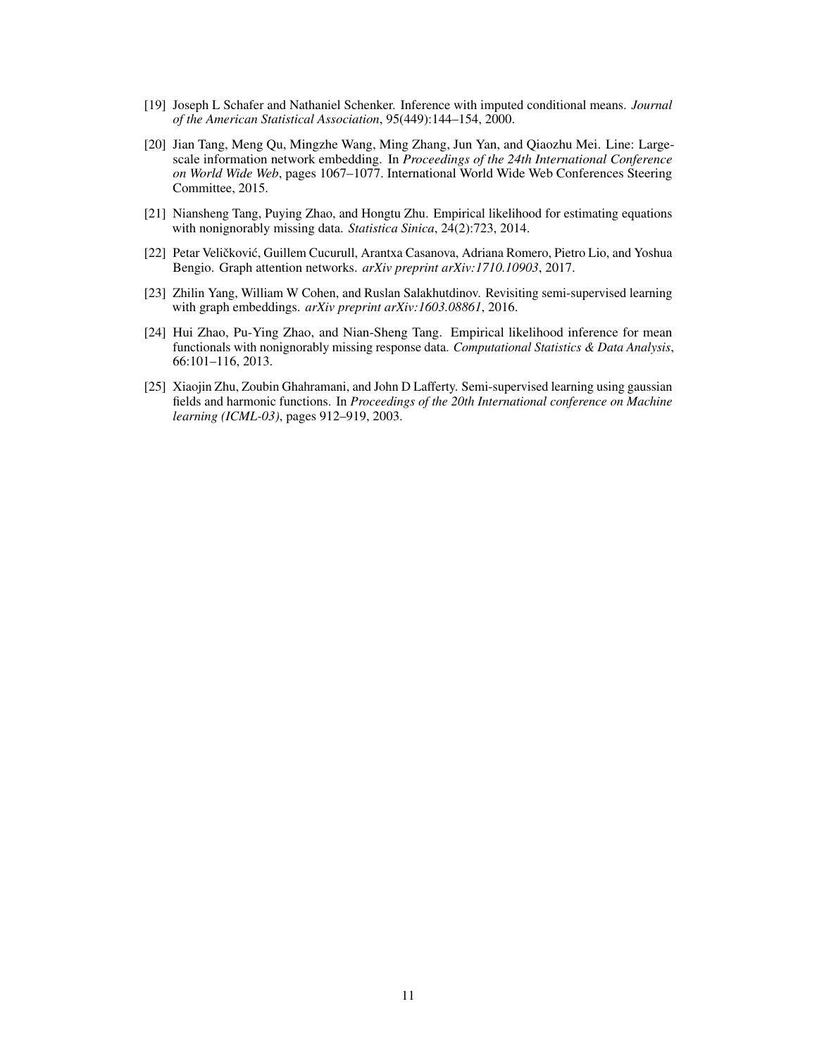[19] Joseph L Schafer and Nathaniel Schenker. Inference with imputed conditional means. *Journal of the American Statistical Association*, 95(449):144–154, 2000.

[20] Jian Tang, Meng Qu, Mingzhe Wang, Ming Zhang, Jun Yan, and Qiaozhu Mei. Line: Large-scale information network embedding. In *Proceedings of the 24th International Conference on World Wide Web*, pages 1067–1077. International World Wide Web Conferences Steering Committee, 2015.

[21] Niansheng Tang, Puying Zhao, and Hongtu Zhu. Empirical likelihood for estimating equations with nonignorably missing data. *Statistica Sinica*, 24(2):723, 2014.

[22] Petar Veličković, Guillem Cucurull, Arantxa Casanova, Adriana Romero, Pietro Lio, and Yoshua Bengio. Graph attention networks. *arXiv preprint arXiv:1710.10903*, 2017.

[23] Zhilin Yang, William W Cohen, and Ruslan Salakhutdinov. Revisiting semi-supervised learning with graph embeddings. *arXiv preprint arXiv:1603.08861*, 2016.

[24] Hui Zhao, Pu-Ying Zhao, and Nian-Sheng Tang. Empirical likelihood inference for mean functionals with nonignorably missing response data. *Computational Statistics & Data Analysis*, 66:101–116, 2013.

[25] Xiaojin Zhu, Zoubin Ghahramani, and John D Lafferty. Semi-supervised learning using gaussian fields and harmonic functions. In *Proceedings of the 20th International conference on Machine learning (ICML-03)*, pages 912–919, 2003.